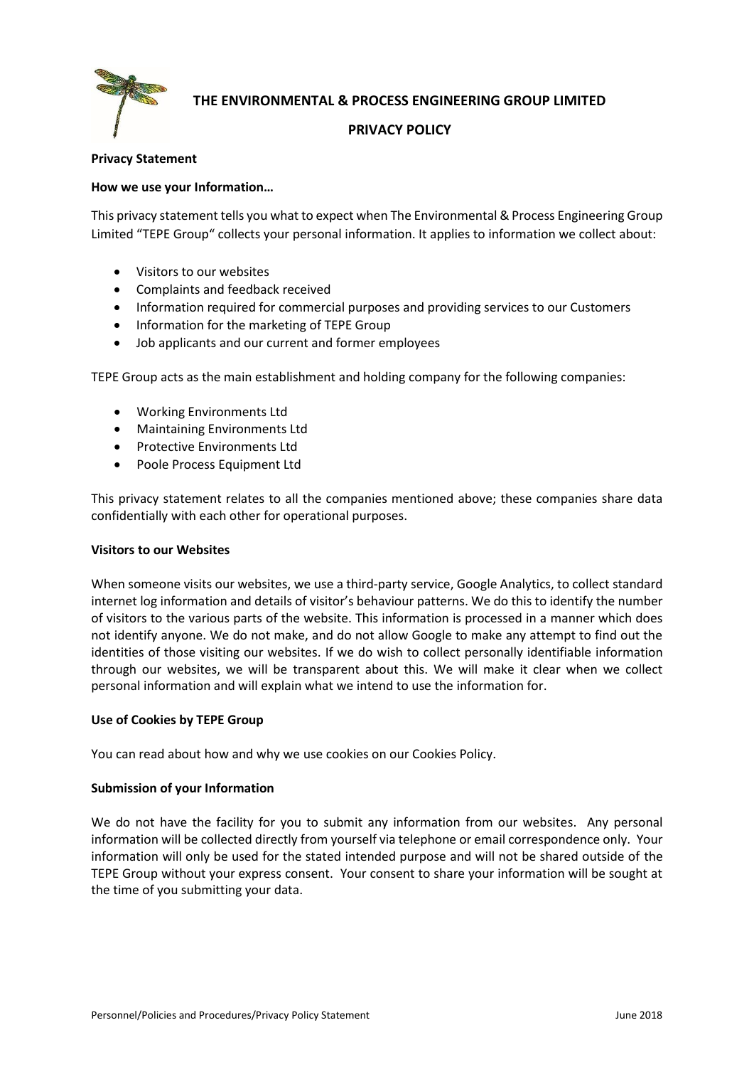# THE ENVIRONMENTAL & PROCESS ENGINEERING GROUP LIMITED

## PRIVACY POLICY

**Privacy Statement**

**How we use your Information…**

This privacy statement tells you what to expect when The Environmental & Process Engineering Group Limited "TEPE Group" collects your personal information. It applies to information we collect about:

- Visitors to our websites
- Complaints and feedback received
- Information required for commercial purposes and providing services to our Customers
- Information for the marketing of TEPE Group
- Job applicants and our current and former employees

TEPE Group acts as the main establishment and holding company for the following companies:

- Working Environments Ltd
- Maintaining Environments Ltd
- Protective Environments Ltd
- Poole Process Equipment Ltd

This privacy statement relates to all the companies mentioned above; these companies share data confidentially with each other for operational purposes.

**Visitors to our Websites**

When someone visits our websites, we use a third-party service, Google Analytics, to collect standard internet log information and details of visitor's behaviour patterns. We do this to identify the number of visitors to the various parts of the website. This information is processed in a manner which does not identify anyone. We do not make, and do not allow Google to make any attempt to find out the identities of those visiting our websites. If we do wish to collect personally identifiable information through our websites, we will be transparent about this. We will make it clear when we collect personal information and will explain what we intend to use the information for.

**Use of Cookies by TEPE Group**

You can read about how and why we use cookies on our Cookies Policy.

**Submission of your Information**

We do not have the facility for you to submit any information from our websites. Any personal information will be collected directly from yourself via telephone or email correspondence only. Your information will only be used for the stated intended purpose and will not be shared outside of the TEPE Group without your express consent. Your consent to share your information will be sought at the time of you submitting your data.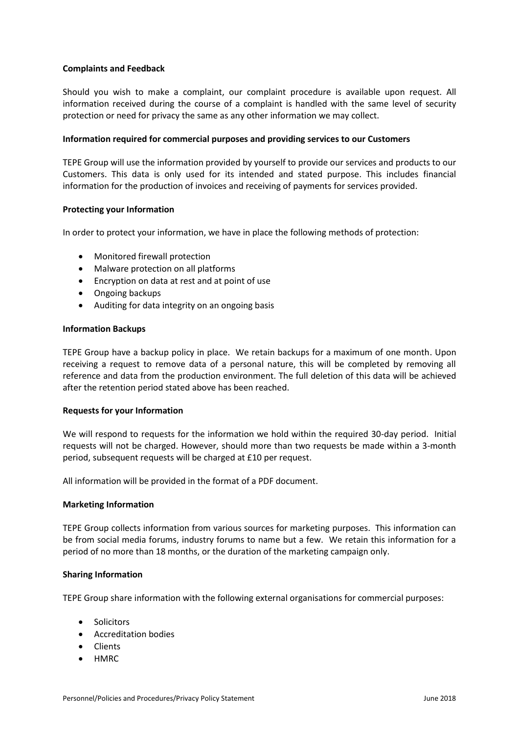**Complaints and Feedback**

Should you wish to make a complaint, our complaint procedure is available upon request. All information received during the course of a complaint is handled with the same level of security protection or need for privacy the same as any other information we may collect.

**Information required for commercial purposes and providing services to our Customers**

TEPE Group will use the information provided by yourself to provide our services and products to our Customers. This data is only used for its intended and stated purpose. This includes financial information for the production of invoices and receiving of payments for services provided.

**Protecting your Information**

In order to protect your information, we have in place the following methods of protection:

- Monitored firewall protection
- Malware protection on all platforms
- Encryption on data at rest and at point of use
- Ongoing backups
- Auditing for data integrity on an ongoing basis

**Information Backups**

TEPE Group have a backup policy in place. We retain backups for a maximum of one month. Upon receiving a request to remove data of a personal nature, this will be completed by removing all reference and data from the production environment. The full deletion of this data will be achieved after the retention period stated above has been reached.

**Requests for your Information**

We will respond to requests for the information we hold within the required 30-day period. Initial requests will not be charged. However, should more than two requests be made within a 3-month period, subsequent requests will be charged at £10 per request.

All information will be provided in the format of a PDF document.

**Marketing Information**

TEPE Group collects information from various sources for marketing purposes. This information can be from social media forums, industry forums to name but a few. We retain this information for a period of no more than 18 months, or the duration of the marketing campaign only.

**Sharing Information**

TEPE Group share information with the following external organisations for commercial purposes:

- Solicitors
- Accreditation bodies
- Clients
- HMRC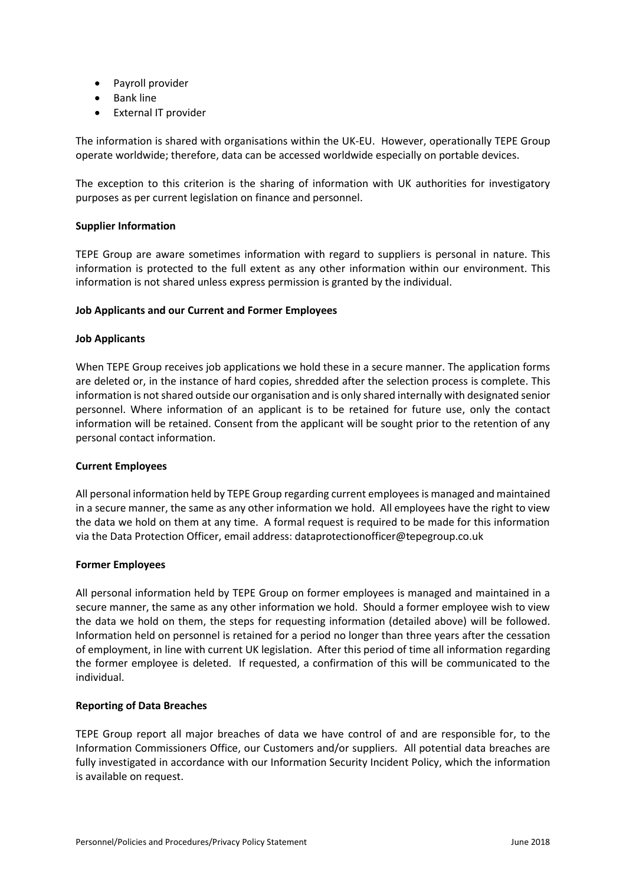- Payroll provider
- Bank line
- External IT provider

The information is shared with organisations within the UK-EU. However, operationally TEPE Group operate worldwide; therefore, data can be accessed worldwide especially on portable devices.

The exception to this criterion is the sharing of information with UK authorities for investigatory purposes as per current legislation on finance and personnel.

**Supplier Information**

TEPE Group are aware sometimes information with regard to suppliers is personal in nature. This information is protected to the full extent as any other information within our environment. This information is not shared unless express permission is granted by the individual.

**Job Applicants and our Current and Former Employees**

**Job Applicants**

When TEPE Group receives job applications we hold these in a secure manner. The application forms are deleted or, in the instance of hard copies, shredded after the selection process is complete. This information is not shared outside our organisation and is only shared internally with designated senior personnel. Where information of an applicant is to be retained for future use, only the contact information will be retained. Consent from the applicant will be sought prior to the retention of any personal contact information.

**Current Employees**

All personal information held by TEPE Group regarding current employees is managed and maintained in a secure manner, the same as any other information we hold. All employees have the right to view the data we hold on them at any time. A formal request is required to be made for this information via the Data Protection Officer, email address: dataprotectionofficer@tepegroup.co.uk

**Former Employees**

All personal information held by TEPE Group on former employees is managed and maintained in a secure manner, the same as any other information we hold. Should a former employee wish to view the data we hold on them, the steps for requesting information (detailed above) will be followed. Information held on personnel is retained for a period no longer than three years after the cessation of employment, in line with current UK legislation. After this period of time all information regarding the former employee is deleted. If requested, a confirmation of this will be communicated to the individual.

**Reporting of Data Breaches**

TEPE Group report all major breaches of data we have control of and are responsible for, to the Information Commissioners Office, our Customers and/or suppliers. All potential data breaches are fully investigated in accordance with our Information Security Incident Policy, which the information is available on request.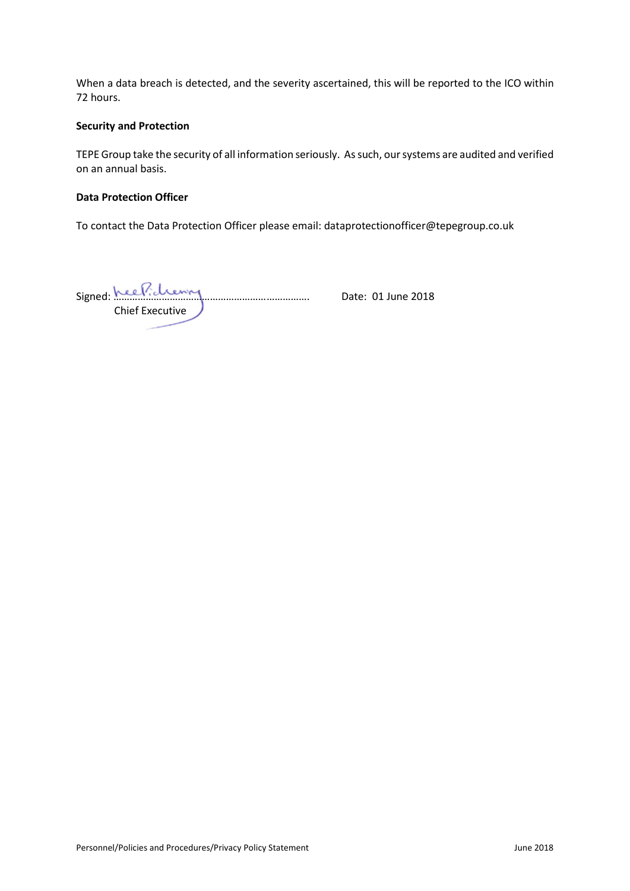When a data breach is detected, and the severity ascertained, this will be reported to the ICO within 72 hours.

**Security and Protection**

TEPE Group take the security of all information seriously. As such, our systems are audited and verified on an annual basis.

**Data Protection Officer**

To contact the Data Protection Officer please email: dataprotectionofficer@tepegroup.co.uk

Signed: ……………………………………………………………… Date: 01 June 2018
Chief Executive